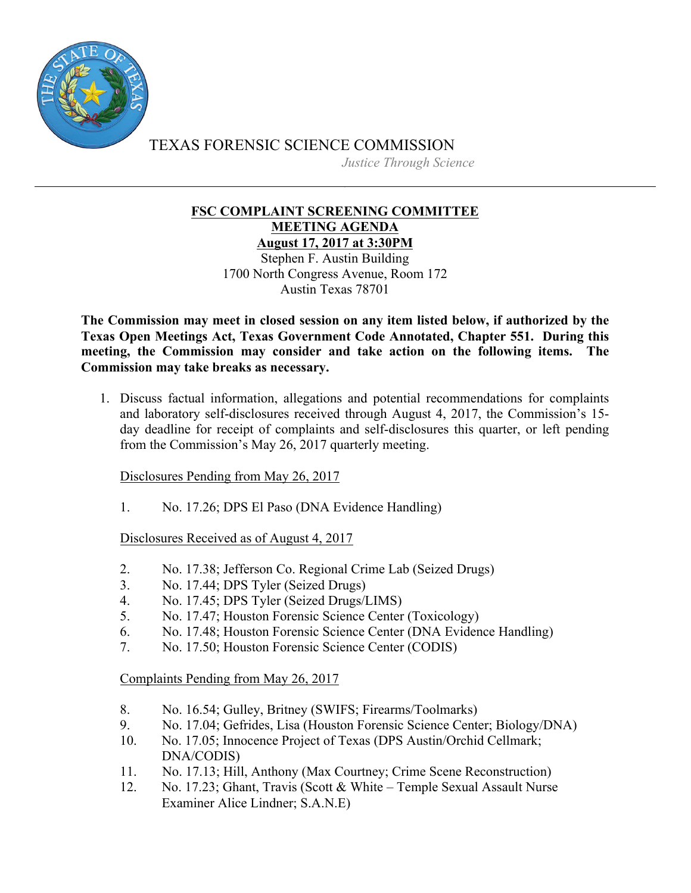TEXAS FORENSIC SCIENCE COMMISSION

*Justice Through Science*

---

## FSC COMPLAINT SCREENING COMMITTEE
## MEETING AGENDA
## August 17, 2017 at 3:30PM

Stephen F. Austin Building
1700 North Congress Avenue, Room 172
Austin Texas 78701

**The Commission may meet in closed session on any item listed below, if authorized by the Texas Open Meetings Act, Texas Government Code Annotated, Chapter 551. During this meeting, the Commission may consider and take action on the following items. The Commission may take breaks as necessary.**

1. Discuss factual information, allegations and potential recommendations for complaints and laboratory self-disclosures received through August 4, 2017, the Commission's 15-day deadline for receipt of complaints and self-disclosures this quarter, or left pending from the Commission's May 26, 2017 quarterly meeting.

   <u>Disclosures Pending from May 26, 2017</u>

   1. No. 17.26; DPS El Paso (DNA Evidence Handling)

   <u>Disclosures Received as of August 4, 2017</u>

   2. No. 17.38; Jefferson Co. Regional Crime Lab (Seized Drugs)
   3. No. 17.44; DPS Tyler (Seized Drugs)
   4. No. 17.45; DPS Tyler (Seized Drugs/LIMS)
   5. No. 17.47; Houston Forensic Science Center (Toxicology)
   6. No. 17.48; Houston Forensic Science Center (DNA Evidence Handling)
   7. No. 17.50; Houston Forensic Science Center (CODIS)

   <u>Complaints Pending from May 26, 2017</u>

   8. No. 16.54; Gulley, Britney (SWIFS; Firearms/Toolmarks)
   9. No. 17.04; Gefrides, Lisa (Houston Forensic Science Center; Biology/DNA)
   10. No. 17.05; Innocence Project of Texas (DPS Austin/Orchid Cellmark; DNA/CODIS)
   11. No. 17.13; Hill, Anthony (Max Courtney; Crime Scene Reconstruction)
   12. No. 17.23; Ghant, Travis (Scott & White – Temple Sexual Assault Nurse Examiner Alice Lindner; S.A.N.E)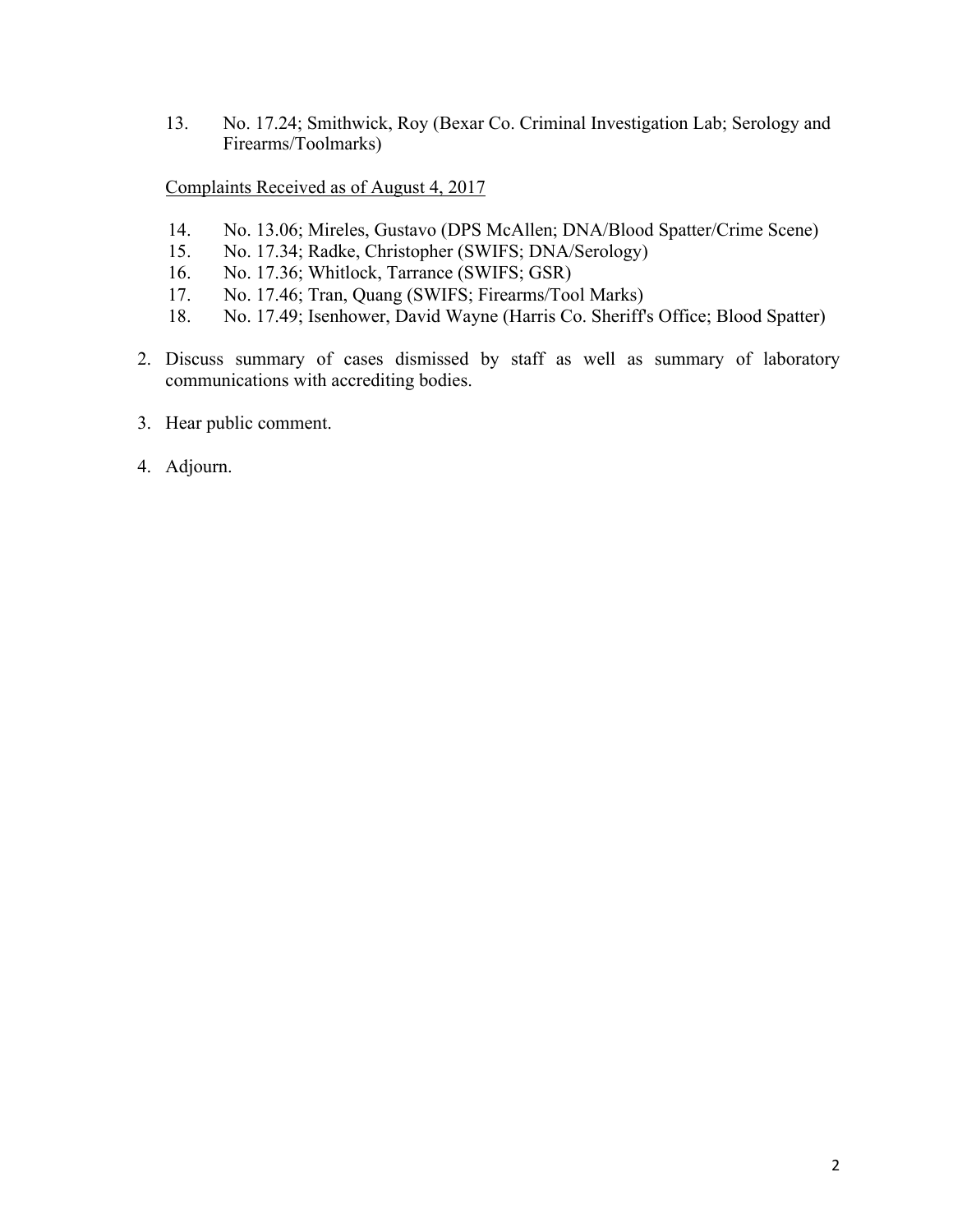13. No. 17.24; Smithwick, Roy (Bexar Co. Criminal Investigation Lab; Serology and Firearms/Toolmarks)

<u>Complaints Received as of August 4, 2017</u>

14. No. 13.06; Mireles, Gustavo (DPS McAllen; DNA/Blood Spatter/Crime Scene)
15. No. 17.34; Radke, Christopher (SWIFS; DNA/Serology)
16. No. 17.36; Whitlock, Tarrance (SWIFS; GSR)
17. No. 17.46; Tran, Quang (SWIFS; Firearms/Tool Marks)
18. No. 17.49; Isenhower, David Wayne (Harris Co. Sheriff's Office; Blood Spatter)

2. Discuss summary of cases dismissed by staff as well as summary of laboratory communications with accrediting bodies.
3. Hear public comment.
4. Adjourn.